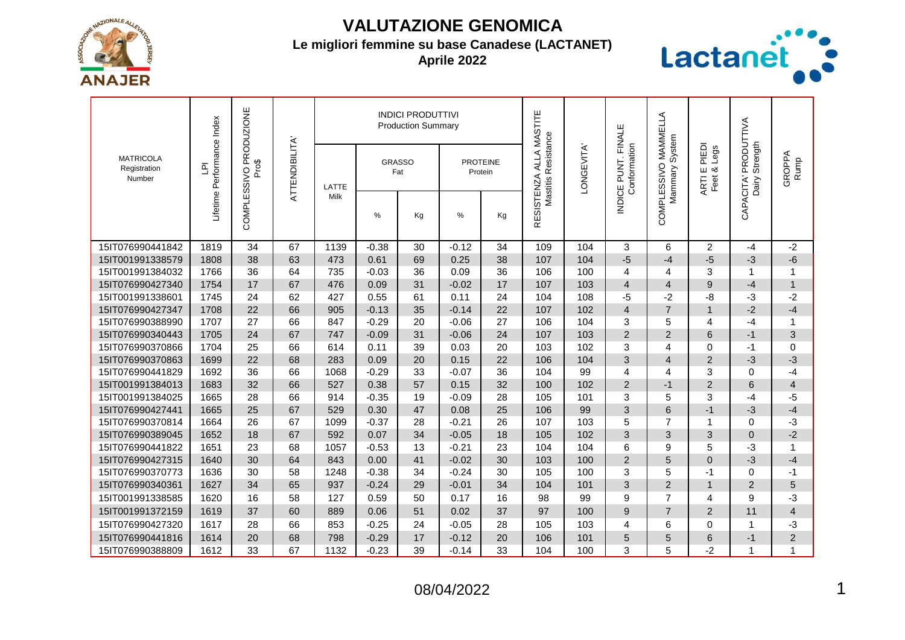# VALUTAZIONE GENOMICA

**Le migliori femmine su base Canadese (LACTANET)**

**Aprile 2022**

| MATRICOLA Registration Number | LPI Lifetime Performance Index | COMPLESSIVO PRODUZIONE Pro$ | ATTENDIBILITA' | INDICI PRODUTTIVI Production Summary | | | | | RESISTENZA ALLA MASTITE Mastitis Resistance | LONGEVITA' | INDICE PUNT. FINALE Conformation | COMPLESSIVO MAMMELLA Mammary System | ARTI E PIEDI Feet & Legs | CAPACITA' PRODUTTIVA Dairy Strength | GROPPA Rump |
|---|---|---|---|---|---|---|---|---|---|---|---|---|---|---|---|
| | | | | LATTE Milk | GRASSO Fat | | PROTEINE Protein | | | | | | | | |
| | | | | | % | Kg | % | Kg | | | | | | | |
| 15IT076990441842 | 1819 | 34 | 67 | 1139 | -0.38 | 30 | -0.12 | 34 | 109 | 104 | 3 | 6 | 2 | -4 | -2 |
| 15IT001991338579 | 1808 | 38 | 63 | 473 | 0.61 | 69 | 0.25 | 38 | 107 | 104 | -5 | -4 | -5 | -3 | -6 |
| 15IT001991384032 | 1766 | 36 | 64 | 735 | -0.03 | 36 | 0.09 | 36 | 106 | 100 | 4 | 4 | 3 | 1 | 1 |
| 15IT076990427340 | 1754 | 17 | 67 | 476 | 0.09 | 31 | -0.02 | 17 | 107 | 103 | 4 | 4 | 9 | -4 | 1 |
| 15IT001991338601 | 1745 | 24 | 62 | 427 | 0.55 | 61 | 0.11 | 24 | 104 | 108 | -5 | -2 | -8 | -3 | -2 |
| 15IT076990427347 | 1708 | 22 | 66 | 905 | -0.13 | 35 | -0.14 | 22 | 107 | 102 | 4 | 7 | 1 | -2 | -4 |
| 15IT076990388990 | 1707 | 27 | 66 | 847 | -0.29 | 20 | -0.06 | 27 | 106 | 104 | 3 | 5 | 4 | -4 | 1 |
| 15IT076990340443 | 1705 | 24 | 67 | 747 | -0.09 | 31 | -0.06 | 24 | 107 | 103 | 2 | 2 | 6 | -1 | 3 |
| 15IT076990370866 | 1704 | 25 | 66 | 614 | 0.11 | 39 | 0.03 | 20 | 103 | 102 | 3 | 4 | 0 | -1 | 0 |
| 15IT076990370863 | 1699 | 22 | 68 | 283 | 0.09 | 20 | 0.15 | 22 | 106 | 104 | 3 | 4 | 2 | -3 | -3 |
| 15IT076990441829 | 1692 | 36 | 66 | 1068 | -0.29 | 33 | -0.07 | 36 | 104 | 99 | 4 | 4 | 3 | 0 | -4 |
| 15IT001991384013 | 1683 | 32 | 66 | 527 | 0.38 | 57 | 0.15 | 32 | 100 | 102 | 2 | -1 | 2 | 6 | 4 |
| 15IT001991384025 | 1665 | 28 | 66 | 914 | -0.35 | 19 | -0.09 | 28 | 105 | 101 | 3 | 5 | 3 | -4 | -5 |
| 15IT076990427441 | 1665 | 25 | 67 | 529 | 0.30 | 47 | 0.08 | 25 | 106 | 99 | 3 | 6 | -1 | -3 | -4 |
| 15IT076990370814 | 1664 | 26 | 67 | 1099 | -0.37 | 28 | -0.21 | 26 | 107 | 103 | 5 | 7 | 1 | 0 | -3 |
| 15IT076990389045 | 1652 | 18 | 67 | 592 | 0.07 | 34 | -0.05 | 18 | 105 | 102 | 3 | 3 | 3 | 0 | -2 |
| 15IT076990441822 | 1651 | 23 | 68 | 1057 | -0.53 | 13 | -0.21 | 23 | 104 | 104 | 6 | 9 | 5 | -3 | 1 |
| 15IT076990427315 | 1640 | 30 | 64 | 843 | 0.00 | 41 | -0.02 | 30 | 103 | 100 | 2 | 5 | 0 | -3 | -4 |
| 15IT076990370773 | 1636 | 30 | 58 | 1248 | -0.38 | 34 | -0.24 | 30 | 105 | 100 | 3 | 5 | -1 | 0 | -1 |
| 15IT076990340361 | 1627 | 34 | 65 | 937 | -0.24 | 29 | -0.01 | 34 | 104 | 101 | 3 | 2 | 1 | 2 | 5 |
| 15IT001991338585 | 1620 | 16 | 58 | 127 | 0.59 | 50 | 0.17 | 16 | 98 | 99 | 9 | 7 | 4 | 9 | -3 |
| 15IT001991372159 | 1619 | 37 | 60 | 889 | 0.06 | 51 | 0.02 | 37 | 97 | 100 | 9 | 7 | 2 | 11 | 4 |
| 15IT076990427320 | 1617 | 28 | 66 | 853 | -0.25 | 24 | -0.05 | 28 | 105 | 103 | 4 | 6 | 0 | 1 | -3 |
| 15IT076990441816 | 1614 | 20 | 68 | 798 | -0.29 | 17 | -0.12 | 20 | 106 | 101 | 5 | 5 | 6 | -1 | 2 |
| 15IT076990388809 | 1612 | 33 | 67 | 1132 | -0.23 | 39 | -0.14 | 33 | 104 | 100 | 3 | 5 | -2 | 1 | 1 |

08/04/2022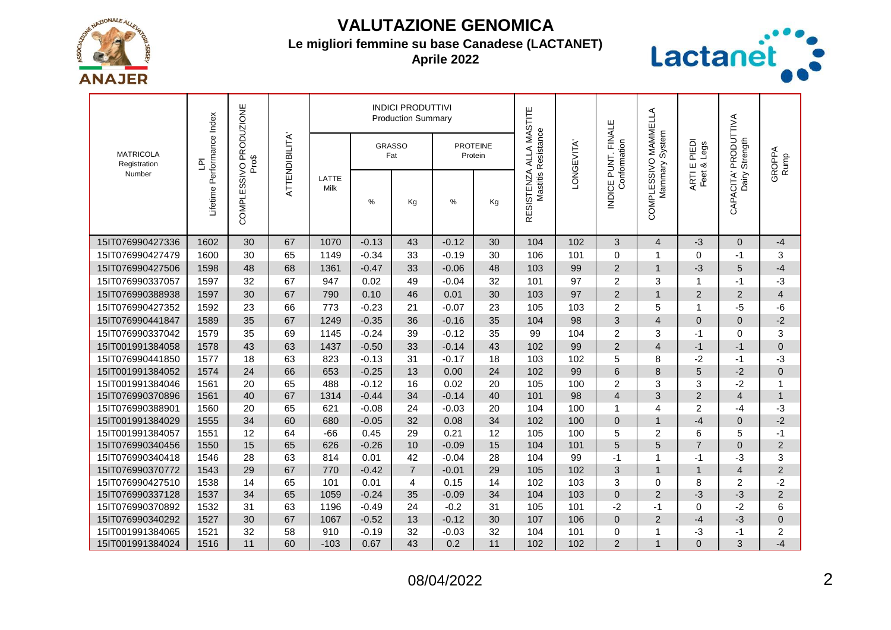# VALUTAZIONE GENOMICA

**Le migliori femmine su base Canadese (LACTANET)**

**Aprile 2022**

| MATRICOLA Registration Number | LPI Lifetime Performance Index | COMPLESSIVO PRODUZIONE Pro$ | ATTENDIBILITA' | INDICI PRODUTTIVI Production Summary | | | | | RESISTENZA ALLA MASTITE Mastitis Resistance | LONGEVITA' | INDICE PUNT. FINALE Conformation | COMPLESSIVO MAMMELLA Mammary System | ARTI E PIEDI Feet & Legs | CAPACITA' PRODUTTIVA Dairy Strength | GROPPA Rump |
|---|---|---|---|---|---|---|---|---|---|---|---|---|---|---|---|
| | | | | LATTE Milk | GRASSO Fat | | PROTEINE Protein | | | | | | | | |
| | | | | | % | Kg | % | Kg | | | | | | | |
| 15IT076990427336 | 1602 | 30 | 67 | 1070 | -0.13 | 43 | -0.12 | 30 | 104 | 102 | 3 | 4 | -3 | 0 | -4 |
| 15IT076990427479 | 1600 | 30 | 65 | 1149 | -0.34 | 33 | -0.19 | 30 | 106 | 101 | 0 | 1 | 0 | -1 | 3 |
| 15IT076990427506 | 1598 | 48 | 68 | 1361 | -0.47 | 33 | -0.06 | 48 | 103 | 99 | 2 | 1 | -3 | 5 | -4 |
| 15IT076990337057 | 1597 | 32 | 67 | 947 | 0.02 | 49 | -0.04 | 32 | 101 | 97 | 2 | 3 | 1 | -1 | -3 |
| 15IT076990388938 | 1597 | 30 | 67 | 790 | 0.10 | 46 | 0.01 | 30 | 103 | 97 | 2 | 1 | 2 | 2 | 4 |
| 15IT076990427352 | 1592 | 23 | 66 | 773 | -0.23 | 21 | -0.07 | 23 | 105 | 103 | 2 | 5 | 1 | -5 | -6 |
| 15IT076990441847 | 1589 | 35 | 67 | 1249 | -0.35 | 36 | -0.16 | 35 | 104 | 98 | 3 | 4 | 0 | 0 | -2 |
| 15IT076990337042 | 1579 | 35 | 69 | 1145 | -0.24 | 39 | -0.12 | 35 | 99 | 104 | 2 | 3 | -1 | 0 | 3 |
| 15IT001991384058 | 1578 | 43 | 63 | 1437 | -0.50 | 33 | -0.14 | 43 | 102 | 99 | 2 | 4 | -1 | -1 | 0 |
| 15IT076990441850 | 1577 | 18 | 63 | 823 | -0.13 | 31 | -0.17 | 18 | 103 | 102 | 5 | 8 | -2 | -1 | -3 |
| 15IT001991384052 | 1574 | 24 | 66 | 653 | -0.25 | 13 | 0.00 | 24 | 102 | 99 | 6 | 8 | 5 | -2 | 0 |
| 15IT001991384046 | 1561 | 20 | 65 | 488 | -0.12 | 16 | 0.02 | 20 | 105 | 100 | 2 | 3 | 3 | -2 | 1 |
| 15IT076990370896 | 1561 | 40 | 67 | 1314 | -0.44 | 34 | -0.14 | 40 | 101 | 98 | 4 | 3 | 2 | 4 | 1 |
| 15IT076990388901 | 1560 | 20 | 65 | 621 | -0.08 | 24 | -0.03 | 20 | 104 | 100 | 1 | 4 | 2 | -4 | -3 |
| 15IT001991384029 | 1555 | 34 | 60 | 680 | -0.05 | 32 | 0.08 | 34 | 102 | 100 | 0 | 1 | -4 | 0 | -2 |
| 15IT001991384057 | 1551 | 12 | 64 | -66 | 0.45 | 29 | 0.21 | 12 | 105 | 100 | 5 | 2 | 6 | 5 | -1 |
| 15IT076990340456 | 1550 | 15 | 65 | 626 | -0.26 | 10 | -0.09 | 15 | 104 | 101 | 5 | 5 | 7 | 0 | 2 |
| 15IT076990340418 | 1546 | 28 | 63 | 814 | 0.01 | 42 | -0.04 | 28 | 104 | 99 | -1 | 1 | -1 | -3 | 3 |
| 15IT076990370772 | 1543 | 29 | 67 | 770 | -0.42 | 7 | -0.01 | 29 | 105 | 102 | 3 | 1 | 1 | 4 | 2 |
| 15IT076990427510 | 1538 | 14 | 65 | 101 | 0.01 | 4 | 0.15 | 14 | 102 | 103 | 3 | 0 | 8 | 2 | -2 |
| 15IT076990337128 | 1537 | 34 | 65 | 1059 | -0.24 | 35 | -0.09 | 34 | 104 | 103 | 0 | 2 | -3 | -3 | 2 |
| 15IT076990370892 | 1532 | 31 | 63 | 1196 | -0.49 | 24 | -0.2 | 31 | 105 | 101 | -2 | -1 | 0 | -2 | 6 |
| 15IT076990340292 | 1527 | 30 | 67 | 1067 | -0.52 | 13 | -0.12 | 30 | 107 | 106 | 0 | 2 | -4 | -3 | 0 |
| 15IT001991384065 | 1521 | 32 | 58 | 910 | -0.19 | 32 | -0.03 | 32 | 104 | 101 | 0 | 1 | -3 | -1 | 2 |
| 15IT001991384024 | 1516 | 11 | 60 | -103 | 0.67 | 43 | 0.2 | 11 | 102 | 102 | 2 | 1 | 0 | 3 | -4 |

08/04/2022